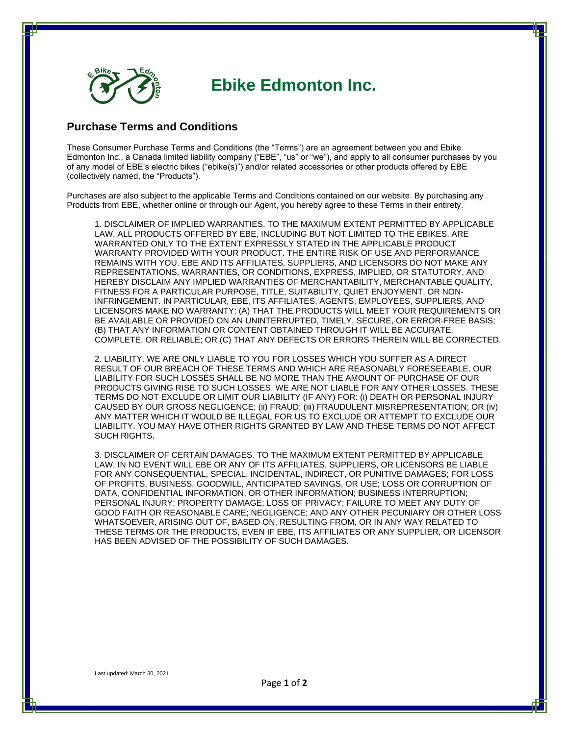# Ebike Edmonton Inc.

## Purchase Terms and Conditions

These Consumer Purchase Terms and Conditions (the "Terms") are an agreement between you and Ebike Edmonton Inc., a Canada limited liability company ("EBE", "us" or "we"), and apply to all consumer purchases by you of any model of EBE's electric bikes ("ebike(s)") and/or related accessories or other products offered by EBE (collectively named, the "Products").

Purchases are also subject to the applicable Terms and Conditions contained on our website. By purchasing any Products from EBE, whether online or through our Agent, you hereby agree to these Terms in their entirety.

1. DISCLAIMER OF IMPLIED WARRANTIES. TO THE MAXIMUM EXTENT PERMITTED BY APPLICABLE LAW, ALL PRODUCTS OFFERED BY EBE, INCLUDING BUT NOT LIMITED TO THE EBIKES, ARE WARRANTED ONLY TO THE EXTENT EXPRESSLY STATED IN THE APPLICABLE PRODUCT WARRANTY PROVIDED WITH YOUR PRODUCT. THE ENTIRE RISK OF USE AND PERFORMANCE REMAINS WITH YOU. EBE AND ITS AFFILIATES, SUPPLIERS, AND LICENSORS DO NOT MAKE ANY REPRESENTATIONS, WARRANTIES, OR CONDITIONS, EXPRESS, IMPLIED, OR STATUTORY, AND HEREBY DISCLAIM ANY IMPLIED WARRANTIES OF MERCHANTABILITY, MERCHANTABLE QUALITY, FITNESS FOR A PARTICULAR PURPOSE, TITLE, SUITABILITY, QUIET ENJOYMENT, OR NON-INFRINGEMENT. IN PARTICULAR, EBE, ITS AFFILIATES, AGENTS, EMPLOYEES, SUPPLIERS, AND LICENSORS MAKE NO WARRANTY: (A) THAT THE PRODUCTS WILL MEET YOUR REQUIREMENTS OR BE AVAILABLE OR PROVIDED ON AN UNINTERRUPTED, TIMELY, SECURE, OR ERROR-FREE BASIS; (B) THAT ANY INFORMATION OR CONTENT OBTAINED THROUGH IT WILL BE ACCURATE, COMPLETE, OR RELIABLE; OR (C) THAT ANY DEFECTS OR ERRORS THEREIN WILL BE CORRECTED.

2. LIABILITY. WE ARE ONLY LIABLE TO YOU FOR LOSSES WHICH YOU SUFFER AS A DIRECT RESULT OF OUR BREACH OF THESE TERMS AND WHICH ARE REASONABLY FORESEEABLE. OUR LIABILITY FOR SUCH LOSSES SHALL BE NO MORE THAN THE AMOUNT OF PURCHASE OF OUR PRODUCTS GIVING RISE TO SUCH LOSSES. WE ARE NOT LIABLE FOR ANY OTHER LOSSES. THESE TERMS DO NOT EXCLUDE OR LIMIT OUR LIABILITY (IF ANY) FOR: (i) DEATH OR PERSONAL INJURY CAUSED BY OUR GROSS NEGLIGENCE; (ii) FRAUD; (iii) FRAUDULENT MISREPRESENTATION; OR (iv) ANY MATTER WHICH IT WOULD BE ILLEGAL FOR US TO EXCLUDE OR ATTEMPT TO EXCLUDE OUR LIABILITY. YOU MAY HAVE OTHER RIGHTS GRANTED BY LAW AND THESE TERMS DO NOT AFFECT SUCH RIGHTS.

3. DISCLAIMER OF CERTAIN DAMAGES. TO THE MAXIMUM EXTENT PERMITTED BY APPLICABLE LAW, IN NO EVENT WILL EBE OR ANY OF ITS AFFILIATES, SUPPLIERS, OR LICENSORS BE LIABLE FOR ANY CONSEQUENTIAL, SPECIAL, INCIDENTAL, INDIRECT, OR PUNITIVE DAMAGES; FOR LOSS OF PROFITS, BUSINESS, GOODWILL, ANTICIPATED SAVINGS, OR USE; LOSS OR CORRUPTION OF DATA, CONFIDENTIAL INFORMATION, OR OTHER INFORMATION; BUSINESS INTERRUPTION; PERSONAL INJURY; PROPERTY DAMAGE; LOSS OF PRIVACY; FAILURE TO MEET ANY DUTY OF GOOD FAITH OR REASONABLE CARE; NEGLIGENCE; AND ANY OTHER PECUNIARY OR OTHER LOSS WHATSOEVER, ARISING OUT OF, BASED ON, RESULTING FROM, OR IN ANY WAY RELATED TO THESE TERMS OR THE PRODUCTS, EVEN IF EBE, ITS AFFILIATES OR ANY SUPPLIER, OR LICENSOR HAS BEEN ADVISED OF THE POSSIBILITY OF SUCH DAMAGES.

Last updated: March 30, 2021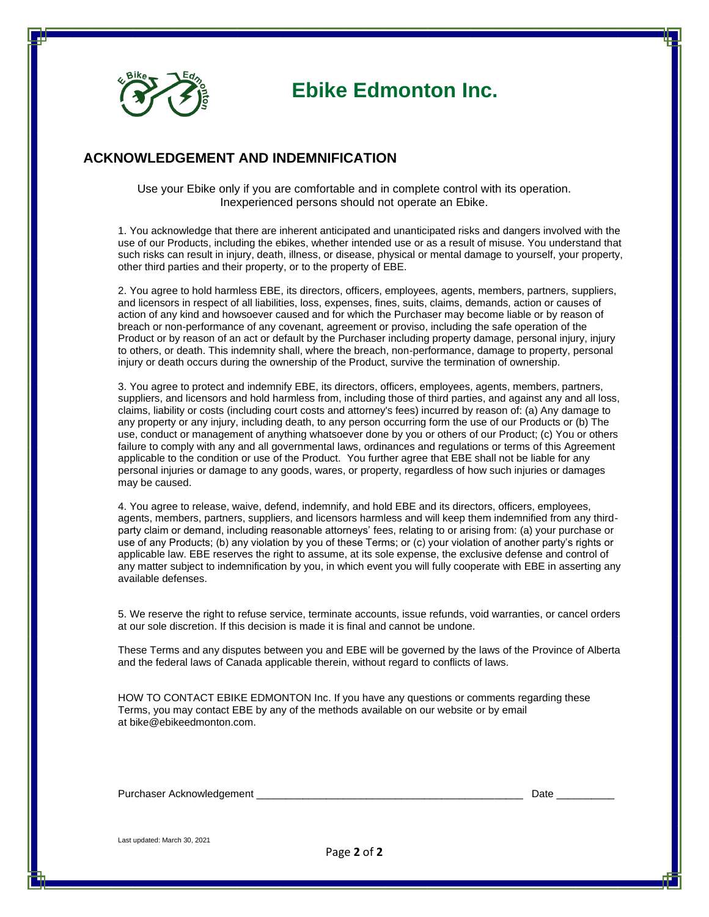# Ebike Edmonton Inc.

## ACKNOWLEDGEMENT AND INDEMNIFICATION

Use your Ebike only if you are comfortable and in complete control with its operation. Inexperienced persons should not operate an Ebike.

1. You acknowledge that there are inherent anticipated and unanticipated risks and dangers involved with the use of our Products, including the ebikes, whether intended use or as a result of misuse. You understand that such risks can result in injury, death, illness, or disease, physical or mental damage to yourself, your property, other third parties and their property, or to the property of EBE.

2. You agree to hold harmless EBE, its directors, officers, employees, agents, members, partners, suppliers, and licensors in respect of all liabilities, loss, expenses, fines, suits, claims, demands, action or causes of action of any kind and howsoever caused and for which the Purchaser may become liable or by reason of breach or non-performance of any covenant, agreement or proviso, including the safe operation of the Product or by reason of an act or default by the Purchaser including property damage, personal injury, injury to others, or death. This indemnity shall, where the breach, non-performance, damage to property, personal injury or death occurs during the ownership of the Product, survive the termination of ownership.

3. You agree to protect and indemnify EBE, its directors, officers, employees, agents, members, partners, suppliers, and licensors and hold harmless from, including those of third parties, and against any and all loss, claims, liability or costs (including court costs and attorney's fees) incurred by reason of: (a) Any damage to any property or any injury, including death, to any person occurring form the use of our Products or (b) The use, conduct or management of anything whatsoever done by you or others of our Product; (c) You or others failure to comply with any and all governmental laws, ordinances and regulations or terms of this Agreement applicable to the condition or use of the Product. You further agree that EBE shall not be liable for any personal injuries or damage to any goods, wares, or property, regardless of how such injuries or damages may be caused.

4. You agree to release, waive, defend, indemnify, and hold EBE and its directors, officers, employees, agents, members, partners, suppliers, and licensors harmless and will keep them indemnified from any third-party claim or demand, including reasonable attorneys' fees, relating to or arising from: (a) your purchase or use of any Products; (b) any violation by you of these Terms; or (c) your violation of another party's rights or applicable law. EBE reserves the right to assume, at its sole expense, the exclusive defense and control of any matter subject to indemnification by you, in which event you will fully cooperate with EBE in asserting any available defenses.

5. We reserve the right to refuse service, terminate accounts, issue refunds, void warranties, or cancel orders at our sole discretion. If this decision is made it is final and cannot be undone.

These Terms and any disputes between you and EBE will be governed by the laws of the Province of Alberta and the federal laws of Canada applicable therein, without regard to conflicts of laws.

HOW TO CONTACT EBIKE EDMONTON Inc. If you have any questions or comments regarding these Terms, you may contact EBE by any of the methods available on our website or by email at bike@ebikeedmonton.com.

Purchaser Acknowledgement _______________________________________________ Date __________

Last updated: March 30, 2021